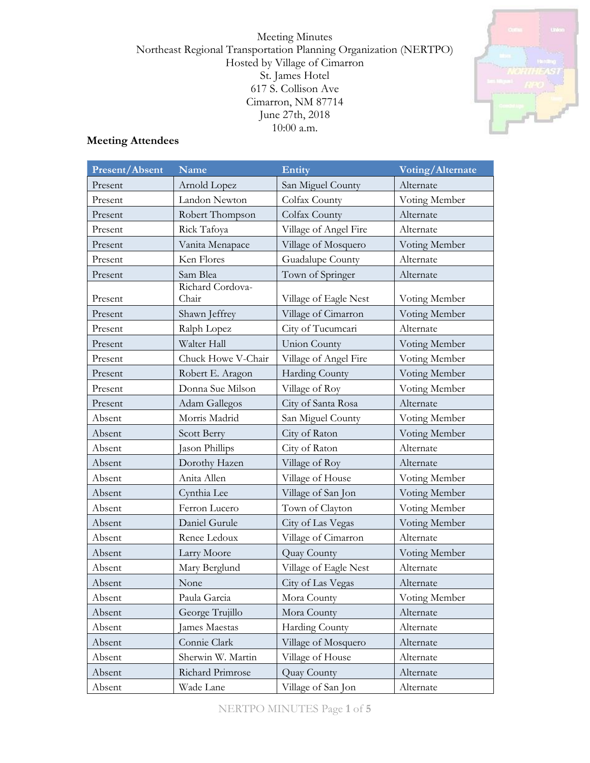Meeting Minutes
Northeast Regional Transportation Planning Organization (NERTPO)
Hosted by Village of Cimarron
St. James Hotel
617 S. Collison Ave
Cimarron, NM 87714
June 27th, 2018
10:00 a.m.

## Meeting Attendees

| Present/Absent | Name | Entity | Voting/Alternate |
|---|---|---|---|
| Present | Arnold Lopez | San Miguel County | Alternate |
| Present | Landon Newton | Colfax County | Voting Member |
| Present | Robert Thompson | Colfax County | Alternate |
| Present | Rick Tafoya | Village of Angel Fire | Alternate |
| Present | Vanita Menapace | Village of Mosquero | Voting Member |
| Present | Ken Flores | Guadalupe County | Alternate |
| Present | Sam Blea | Town of Springer | Alternate |
| Present | Richard Cordova-Chair | Village of Eagle Nest | Voting Member |
| Present | Shawn Jeffrey | Village of Cimarron | Voting Member |
| Present | Ralph Lopez | City of Tucumcari | Alternate |
| Present | Walter Hall | Union County | Voting Member |
| Present | Chuck Howe V-Chair | Village of Angel Fire | Voting Member |
| Present | Robert E. Aragon | Harding County | Voting Member |
| Present | Donna Sue Milson | Village of Roy | Voting Member |
| Present | Adam Gallegos | City of Santa Rosa | Alternate |
| Absent | Morris Madrid | San Miguel County | Voting Member |
| Absent | Scott Berry | City of Raton | Voting Member |
| Absent | Jason Phillips | City of Raton | Alternate |
| Absent | Dorothy Hazen | Village of Roy | Alternate |
| Absent | Anita Allen | Village of House | Voting Member |
| Absent | Cynthia Lee | Village of San Jon | Voting Member |
| Absent | Ferron Lucero | Town of Clayton | Voting Member |
| Absent | Daniel Gurule | City of Las Vegas | Voting Member |
| Absent | Renee Ledoux | Village of Cimarron | Alternate |
| Absent | Larry Moore | Quay County | Voting Member |
| Absent | Mary Berglund | Village of Eagle Nest | Alternate |
| Absent | None | City of Las Vegas | Alternate |
| Absent | Paula Garcia | Mora County | Voting Member |
| Absent | George Trujillo | Mora County | Alternate |
| Absent | James Maestas | Harding County | Alternate |
| Absent | Connie Clark | Village of Mosquero | Alternate |
| Absent | Sherwin W. Martin | Village of House | Alternate |
| Absent | Richard Primrose | Quay County | Alternate |
| Absent | Wade Lane | Village of San Jon | Alternate |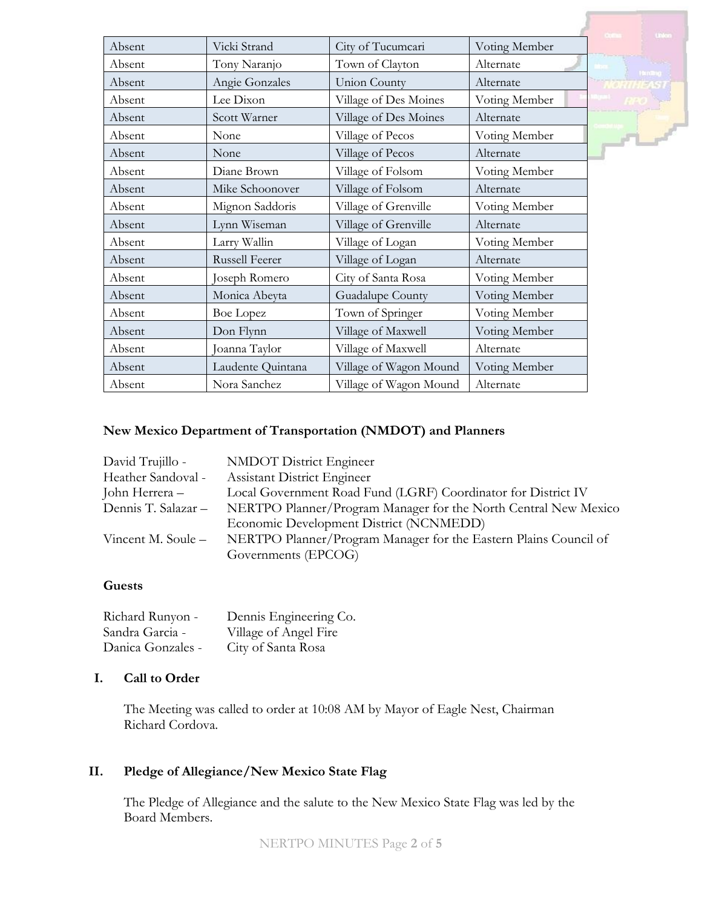| | | | |
|---|---|---|---|
| Absent | Vicki Strand | City of Tucumcari | Voting Member |
| Absent | Tony Naranjo | Town of Clayton | Alternate |
| Absent | Angie Gonzales | Union County | Alternate |
| Absent | Lee Dixon | Village of Des Moines | Voting Member |
| Absent | Scott Warner | Village of Des Moines | Alternate |
| Absent | None | Village of Pecos | Voting Member |
| Absent | None | Village of Pecos | Alternate |
| Absent | Diane Brown | Village of Folsom | Voting Member |
| Absent | Mike Schoonover | Village of Folsom | Alternate |
| Absent | Mignon Saddoris | Village of Grenville | Voting Member |
| Absent | Lynn Wiseman | Village of Grenville | Alternate |
| Absent | Larry Wallin | Village of Logan | Voting Member |
| Absent | Russell Feerer | Village of Logan | Alternate |
| Absent | Joseph Romero | City of Santa Rosa | Voting Member |
| Absent | Monica Abeyta | Guadalupe County | Voting Member |
| Absent | Boe Lopez | Town of Springer | Voting Member |
| Absent | Don Flynn | Village of Maxwell | Voting Member |
| Absent | Joanna Taylor | Village of Maxwell | Alternate |
| Absent | Laudente Quintana | Village of Wagon Mound | Voting Member |
| Absent | Nora Sanchez | Village of Wagon Mound | Alternate |

**New Mexico Department of Transportation (NMDOT) and Planners**

David Trujillo - NMDOT District Engineer
Heather Sandoval - Assistant District Engineer
John Herrera – Local Government Road Fund (LGRF) Coordinator for District IV
Dennis T. Salazar – NERTPO Planner/Program Manager for the North Central New Mexico Economic Development District (NCNMEDD)
Vincent M. Soule – NERTPO Planner/Program Manager for the Eastern Plains Council of Governments (EPCOG)

**Guests**

Richard Runyon - Dennis Engineering Co.
Sandra Garcia - Village of Angel Fire
Danica Gonzales - City of Santa Rosa

## I. Call to Order

The Meeting was called to order at 10:08 AM by Mayor of Eagle Nest, Chairman Richard Cordova.

## II. Pledge of Allegiance/New Mexico State Flag

The Pledge of Allegiance and the salute to the New Mexico State Flag was led by the Board Members.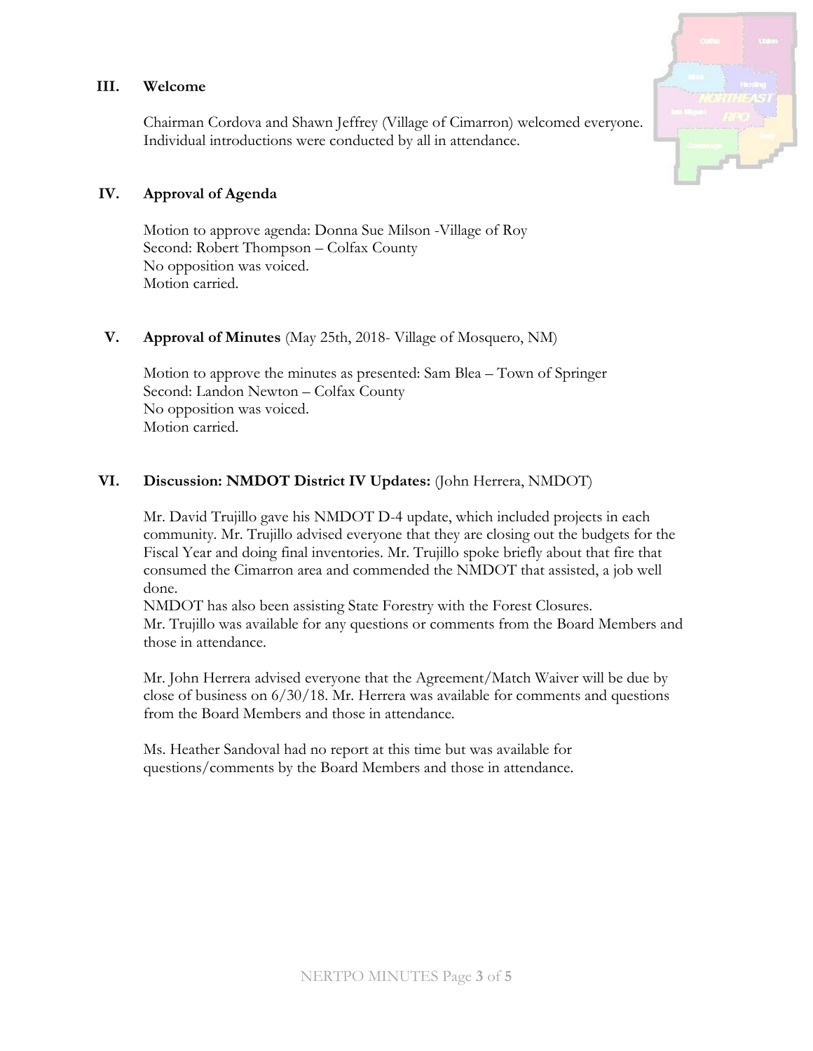## III. Welcome

Chairman Cordova and Shawn Jeffrey (Village of Cimarron) welcomed everyone. Individual introductions were conducted by all in attendance.

## IV. Approval of Agenda

Motion to approve agenda: Donna Sue Milson -Village of Roy
Second: Robert Thompson – Colfax County
No opposition was voiced.
Motion carried.

## V. Approval of Minutes (May 25th, 2018- Village of Mosquero, NM)

Motion to approve the minutes as presented: Sam Blea – Town of Springer
Second: Landon Newton – Colfax County
No opposition was voiced.
Motion carried.

## VI. Discussion: NMDOT District IV Updates: (John Herrera, NMDOT)

Mr. David Trujillo gave his NMDOT D-4 update, which included projects in each community. Mr. Trujillo advised everyone that they are closing out the budgets for the Fiscal Year and doing final inventories. Mr. Trujillo spoke briefly about that fire that consumed the Cimarron area and commended the NMDOT that assisted, a job well done.
NMDOT has also been assisting State Forestry with the Forest Closures.
Mr. Trujillo was available for any questions or comments from the Board Members and those in attendance.

Mr. John Herrera advised everyone that the Agreement/Match Waiver will be due by close of business on 6/30/18. Mr. Herrera was available for comments and questions from the Board Members and those in attendance.

Ms. Heather Sandoval had no report at this time but was available for questions/comments by the Board Members and those in attendance.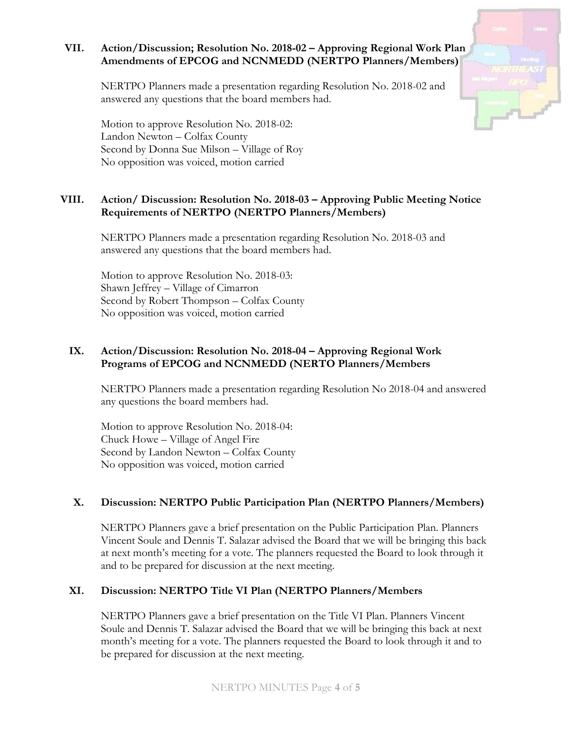## VII. Action/Discussion; Resolution No. 2018-02 – Approving Regional Work Plan Amendments of EPCOG and NCNMEDD (NERTPO Planners/Members)

NERTPO Planners made a presentation regarding Resolution No. 2018-02 and answered any questions that the board members had.

Motion to approve Resolution No. 2018-02:
Landon Newton – Colfax County
Second by Donna Sue Milson – Village of Roy
No opposition was voiced, motion carried

## VIII. Action/ Discussion: Resolution No. 2018-03 – Approving Public Meeting Notice Requirements of NERTPO (NERTPO Planners/Members)

NERTPO Planners made a presentation regarding Resolution No. 2018-03 and answered any questions that the board members had.

Motion to approve Resolution No. 2018-03:
Shawn Jeffrey – Village of Cimarron
Second by Robert Thompson – Colfax County
No opposition was voiced, motion carried

## IX. Action/Discussion: Resolution No. 2018-04 – Approving Regional Work Programs of EPCOG and NCNMEDD (NERTO Planners/Members

NERTPO Planners made a presentation regarding Resolution No 2018-04 and answered any questions the board members had.

Motion to approve Resolution No. 2018-04:
Chuck Howe – Village of Angel Fire
Second by Landon Newton – Colfax County
No opposition was voiced, motion carried

## X. Discussion: NERTPO Public Participation Plan (NERTPO Planners/Members)

NERTPO Planners gave a brief presentation on the Public Participation Plan. Planners Vincent Soule and Dennis T. Salazar advised the Board that we will be bringing this back at next month's meeting for a vote. The planners requested the Board to look through it and to be prepared for discussion at the next meeting.

## XI. Discussion: NERTPO Title VI Plan (NERTPO Planners/Members

NERTPO Planners gave a brief presentation on the Title VI Plan. Planners Vincent Soule and Dennis T. Salazar advised the Board that we will be bringing this back at next month's meeting for a vote. The planners requested the Board to look through it and to be prepared for discussion at the next meeting.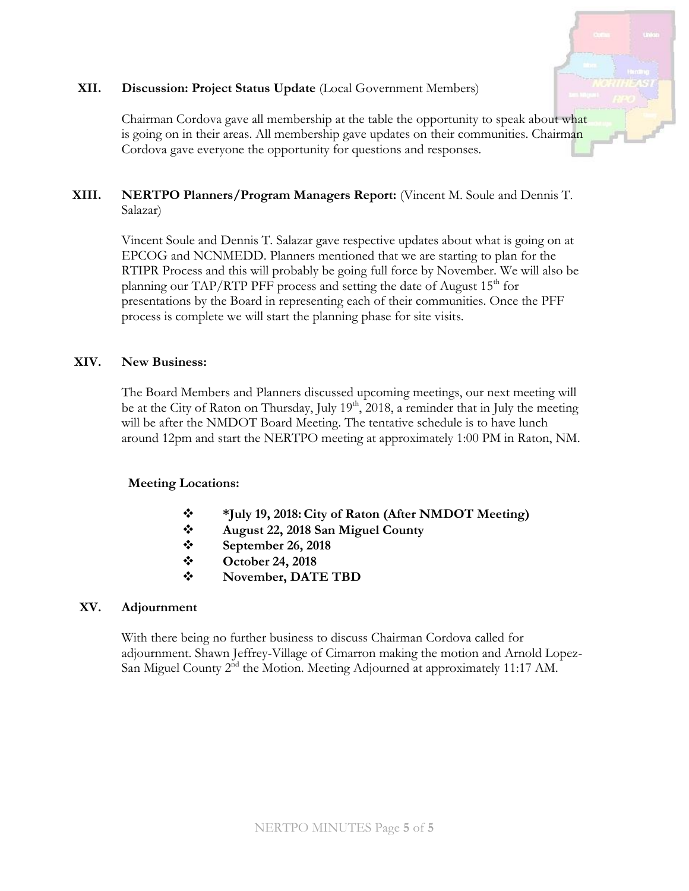## XII. Discussion: Project Status Update (Local Government Members)

Chairman Cordova gave all membership at the table the opportunity to speak about what is going on in their areas. All membership gave updates on their communities. Chairman Cordova gave everyone the opportunity for questions and responses.

## XIII. NERTPO Planners/Program Managers Report: (Vincent M. Soule and Dennis T. Salazar)

Vincent Soule and Dennis T. Salazar gave respective updates about what is going on at EPCOG and NCNMEDD. Planners mentioned that we are starting to plan for the RTIPR Process and this will probably be going full force by November. We will also be planning our TAP/RTP PFF process and setting the date of August 15th for presentations by the Board in representing each of their communities. Once the PFF process is complete we will start the planning phase for site visits.

## XIV. New Business:

The Board Members and Planners discussed upcoming meetings, our next meeting will be at the City of Raton on Thursday, July 19th, 2018, a reminder that in July the meeting will be after the NMDOT Board Meeting. The tentative schedule is to have lunch around 12pm and start the NERTPO meeting at approximately 1:00 PM in Raton, NM.

**Meeting Locations:**

- ***July 19, 2018: City of Raton (After NMDOT Meeting)**
- **August 22, 2018 San Miguel County**
- **September 26, 2018**
- **October 24, 2018**
- **November, DATE TBD**

## XV. Adjournment

With there being no further business to discuss Chairman Cordova called for adjournment. Shawn Jeffrey-Village of Cimarron making the motion and Arnold Lopez-San Miguel County 2nd the Motion. Meeting Adjourned at approximately 11:17 AM.